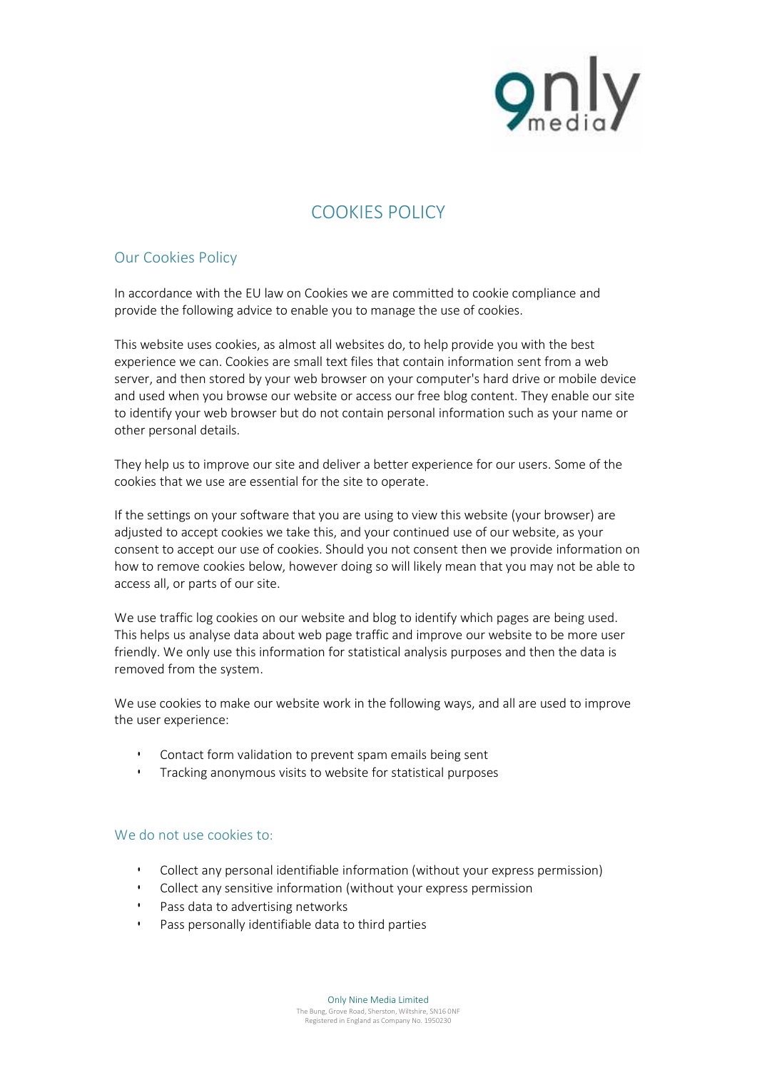# COOKIES POLICY

## Our Cookies Policy

In accordance with the EU law on Cookies we are committed to cookie compliance and provide the following advice to enable you to manage the use of cookies.

This website uses cookies, as almost all websites do, to help provide you with the best experience we can. Cookies are small text files that contain information sent from a web server, and then stored by your web browser on your computer's hard drive or mobile device and used when you browse our website or access our free blog content. They enable our site to identify your web browser but do not contain personal information such as your name or other personal details.

They help us to improve our site and deliver a better experience for our users. Some of the cookies that we use are essential for the site to operate.

If the settings on your software that you are using to view this website (your browser) are adjusted to accept cookies we take this, and your continued use of our website, as your consent to accept our use of cookies. Should you not consent then we provide information on how to remove cookies below, however doing so will likely mean that you may not be able to access all, or parts of our site.

We use traffic log cookies on our website and blog to identify which pages are being used. This helps us analyse data about web page traffic and improve our website to be more user friendly. We only use this information for statistical analysis purposes and then the data is removed from the system.

We use cookies to make our website work in the following ways, and all are used to improve the user experience:

- Contact form validation to prevent spam emails being sent
- Tracking anonymous visits to website for statistical purposes

## We do not use cookies to:

- Collect any personal identifiable information (without your express permission)
- Collect any sensitive information (without your express permission
- Pass data to advertising networks
- Pass personally identifiable data to third parties

Only Nine Media Limited
The Bung, Grove Road, Sherston, Wiltshire, SN16 0NF
Registered in England as Company No. 1950230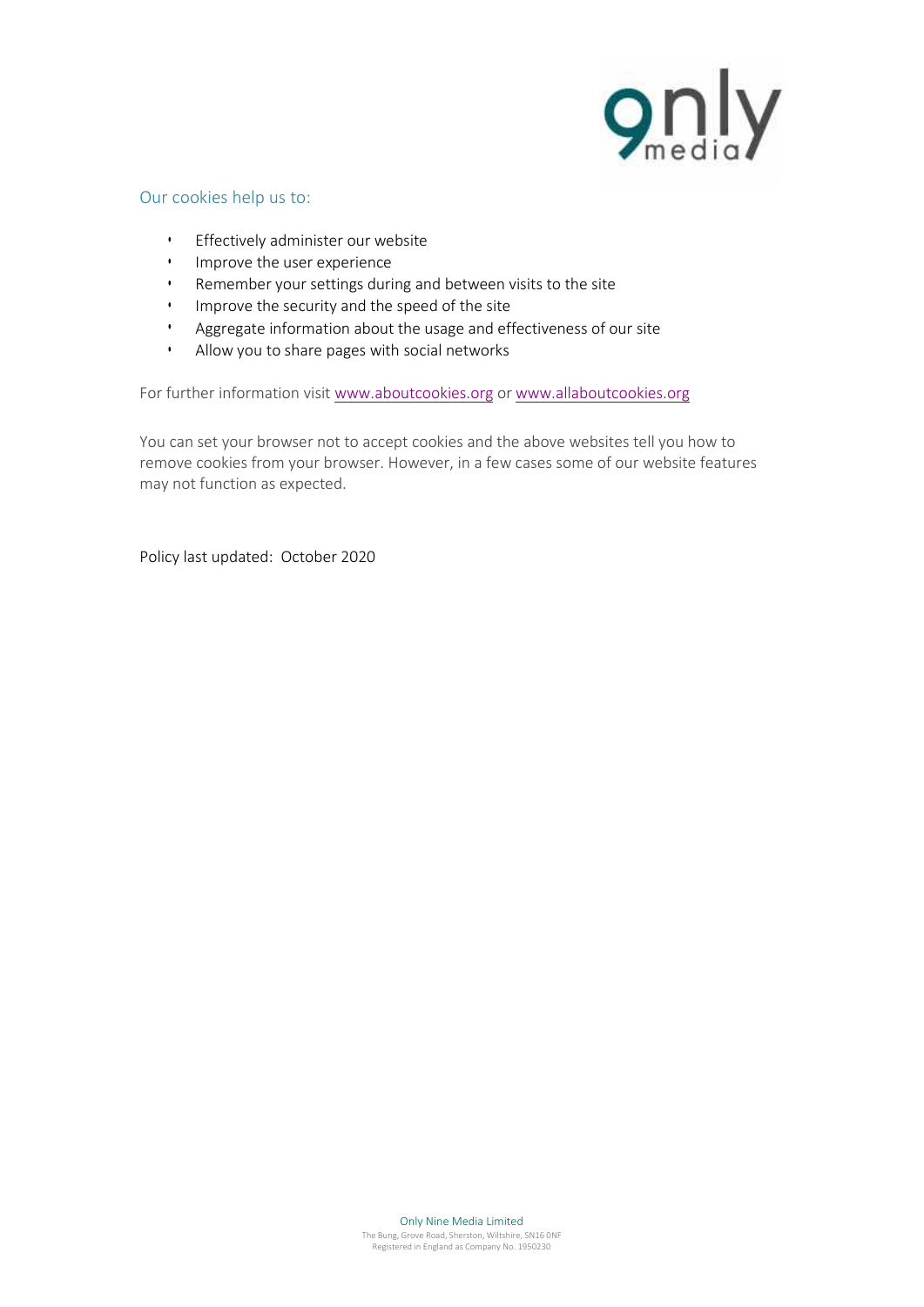## Our cookies help us to:

- Effectively administer our website
- Improve the user experience
- Remember your settings during and between visits to the site
- Improve the security and the speed of the site
- Aggregate information about the usage and effectiveness of our site
- Allow you to share pages with social networks

For further information visit www.aboutcookies.org or www.allaboutcookies.org

You can set your browser not to accept cookies and the above websites tell you how to remove cookies from your browser. However, in a few cases some of our website features may not function as expected.

Policy last updated: October 2020

Only Nine Media Limited
The Bung, Grove Road, Sherston, Wiltshire, SN16 0NF
Registered in England as Company No. 1950230